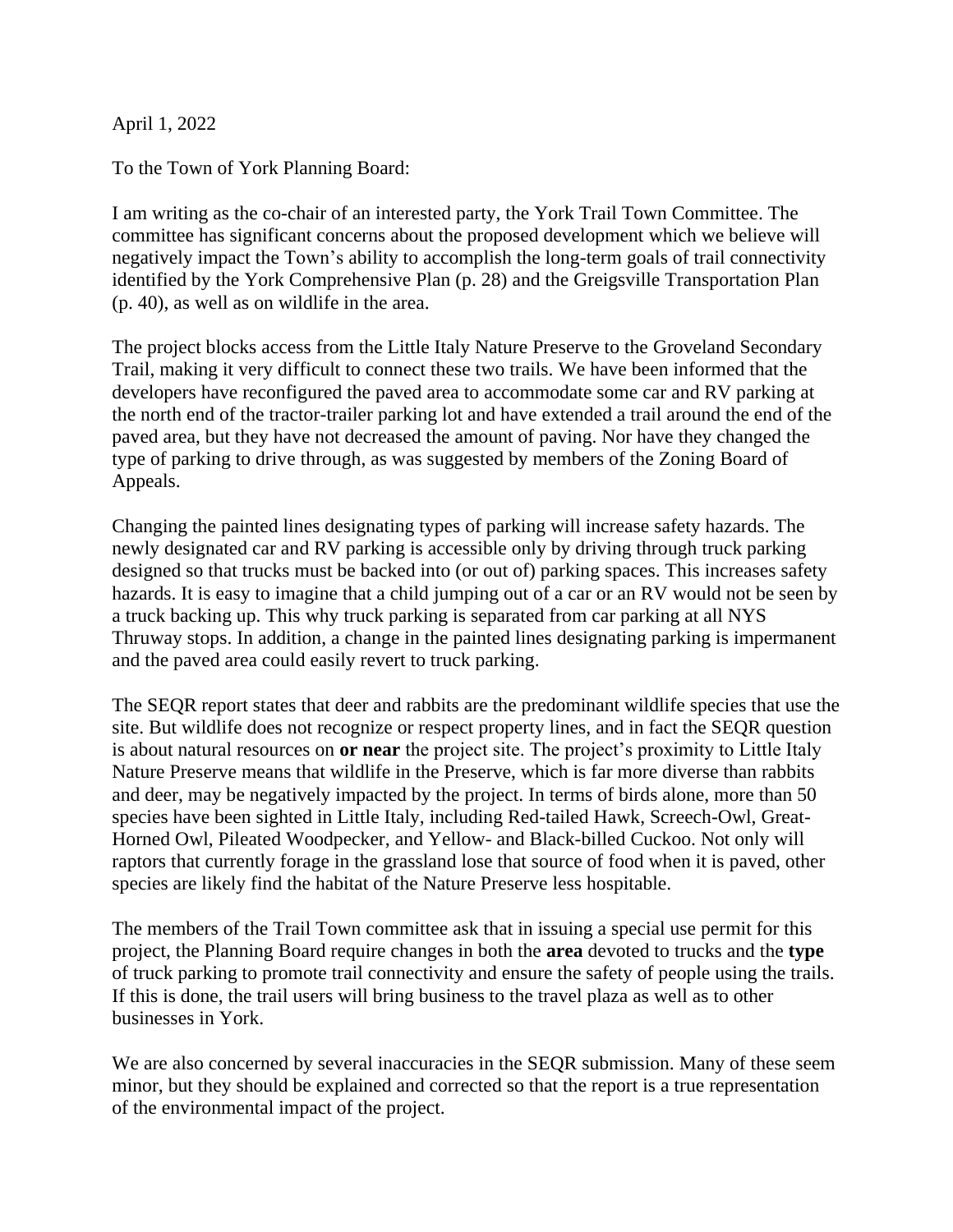April 1, 2022

To the Town of York Planning Board:

I am writing as the co-chair of an interested party, the York Trail Town Committee. The committee has significant concerns about the proposed development which we believe will negatively impact the Town's ability to accomplish the long-term goals of trail connectivity identified by the York Comprehensive Plan (p. 28) and the Greigsville Transportation Plan (p. 40), as well as on wildlife in the area.

The project blocks access from the Little Italy Nature Preserve to the Groveland Secondary Trail, making it very difficult to connect these two trails. We have been informed that the developers have reconfigured the paved area to accommodate some car and RV parking at the north end of the tractor-trailer parking lot and have extended a trail around the end of the paved area, but they have not decreased the amount of paving. Nor have they changed the type of parking to drive through, as was suggested by members of the Zoning Board of Appeals.

Changing the painted lines designating types of parking will increase safety hazards. The newly designated car and RV parking is accessible only by driving through truck parking designed so that trucks must be backed into (or out of) parking spaces. This increases safety hazards. It is easy to imagine that a child jumping out of a car or an RV would not be seen by a truck backing up. This why truck parking is separated from car parking at all NYS Thruway stops. In addition, a change in the painted lines designating parking is impermanent and the paved area could easily revert to truck parking.

The SEQR report states that deer and rabbits are the predominant wildlife species that use the site. But wildlife does not recognize or respect property lines, and in fact the SEQR question is about natural resources on **or near** the project site. The project's proximity to Little Italy Nature Preserve means that wildlife in the Preserve, which is far more diverse than rabbits and deer, may be negatively impacted by the project. In terms of birds alone, more than 50 species have been sighted in Little Italy, including Red-tailed Hawk, Screech-Owl, Great-Horned Owl, Pileated Woodpecker, and Yellow- and Black-billed Cuckoo. Not only will raptors that currently forage in the grassland lose that source of food when it is paved, other species are likely find the habitat of the Nature Preserve less hospitable.

The members of the Trail Town committee ask that in issuing a special use permit for this project, the Planning Board require changes in both the **area** devoted to trucks and the **type** of truck parking to promote trail connectivity and ensure the safety of people using the trails. If this is done, the trail users will bring business to the travel plaza as well as to other businesses in York.

We are also concerned by several inaccuracies in the SEQR submission. Many of these seem minor, but they should be explained and corrected so that the report is a true representation of the environmental impact of the project.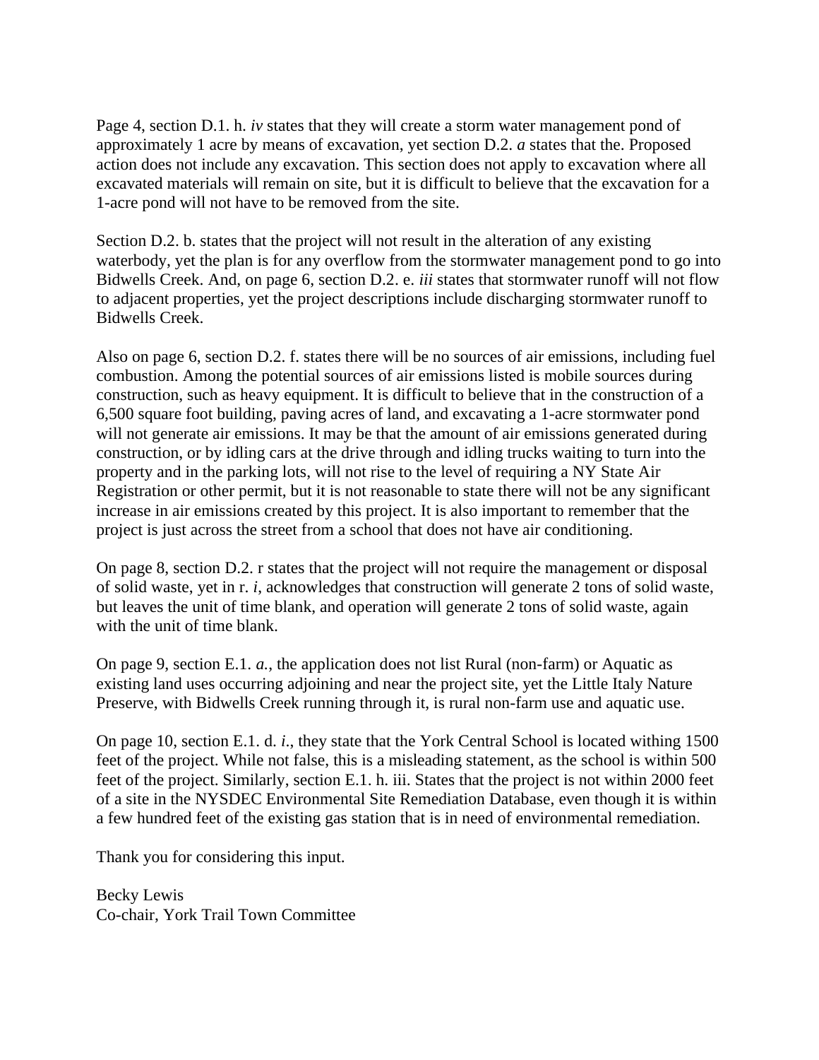Page 4, section D.1. h. *iv* states that they will create a storm water management pond of approximately 1 acre by means of excavation, yet section D.2. *a* states that the. Proposed action does not include any excavation. This section does not apply to excavation where all excavated materials will remain on site, but it is difficult to believe that the excavation for a 1-acre pond will not have to be removed from the site.

Section D.2. b. states that the project will not result in the alteration of any existing waterbody, yet the plan is for any overflow from the stormwater management pond to go into Bidwells Creek. And, on page 6, section D.2. e. *iii* states that stormwater runoff will not flow to adjacent properties, yet the project descriptions include discharging stormwater runoff to Bidwells Creek.

Also on page 6, section D.2. f. states there will be no sources of air emissions, including fuel combustion. Among the potential sources of air emissions listed is mobile sources during construction, such as heavy equipment. It is difficult to believe that in the construction of a 6,500 square foot building, paving acres of land, and excavating a 1-acre stormwater pond will not generate air emissions. It may be that the amount of air emissions generated during construction, or by idling cars at the drive through and idling trucks waiting to turn into the property and in the parking lots, will not rise to the level of requiring a NY State Air Registration or other permit, but it is not reasonable to state there will not be any significant increase in air emissions created by this project. It is also important to remember that the project is just across the street from a school that does not have air conditioning.

On page 8, section D.2. r states that the project will not require the management or disposal of solid waste, yet in r. *i*, acknowledges that construction will generate 2 tons of solid waste, but leaves the unit of time blank, and operation will generate 2 tons of solid waste, again with the unit of time blank.

On page 9, section E.1. *a.*, the application does not list Rural (non-farm) or Aquatic as existing land uses occurring adjoining and near the project site, yet the Little Italy Nature Preserve, with Bidwells Creek running through it, is rural non-farm use and aquatic use.

On page 10, section E.1. d. *i.*, they state that the York Central School is located withing 1500 feet of the project. While not false, this is a misleading statement, as the school is within 500 feet of the project. Similarly, section E.1. h. iii. States that the project is not within 2000 feet of a site in the NYSDEC Environmental Site Remediation Database, even though it is within a few hundred feet of the existing gas station that is in need of environmental remediation.

Thank you for considering this input.

Becky Lewis  
Co-chair, York Trail Town Committee